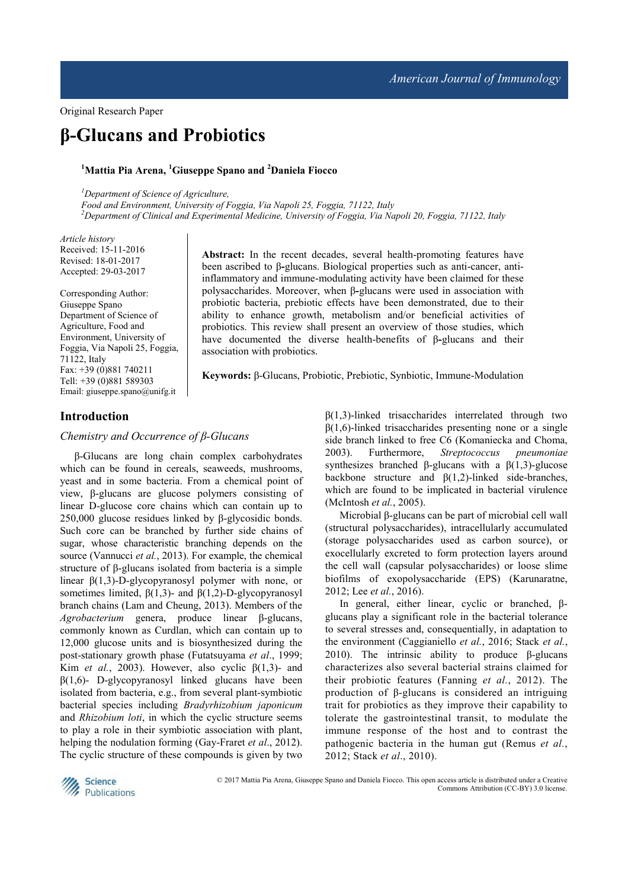Original Research Paper

# β-Glucans and Probiotics

[1]Mattia Pia Arena, [1]Giuseppe Spano and [2]Daniela Fiocco

*[1]Department of Science of Agriculture,*
*Food and Environment, University of Foggia, Via Napoli 25, Foggia, 71122, Italy*
*[2]Department of Clinical and Experimental Medicine, University of Foggia, Via Napoli 20, Foggia, 71122, Italy*

*Article history*
Received: 15-11-2016
Revised: 18-01-2017
Accepted: 29-03-2017

Corresponding Author:
Giuseppe Spano
Department of Science of Agriculture, Food and Environment, University of Foggia, Via Napoli 25, Foggia, 71122, Italy
Fax: +39 (0)881 740211
Tell: +39 (0)881 589303
Email: giuseppe.spano@unifg.it

**Abstract:** In the recent decades, several health-promoting features have been ascribed to β-glucans. Biological properties such as anti-cancer, anti-inflammatory and immune-modulating activity have been claimed for these polysaccharides. Moreover, when β-glucans were used in association with probiotic bacteria, prebiotic effects have been demonstrated, due to their ability to enhance growth, metabolism and/or beneficial activities of probiotics. This review shall present an overview of those studies, which have documented the diverse health-benefits of β-glucans and their association with probiotics.

**Keywords:** β-Glucans, Probiotic, Prebiotic, Synbiotic, Immune-Modulation

## Introduction

### *Chemistry and Occurrence of β-Glucans*

β-Glucans are long chain complex carbohydrates which can be found in cereals, seaweeds, mushrooms, yeast and in some bacteria. From a chemical point of view, β-glucans are glucose polymers consisting of linear D-glucose core chains which can contain up to 250,000 glucose residues linked by β-glycosidic bonds. Such core can be branched by further side chains of sugar, whose characteristic branching depends on the source (Vannucci *et al.*, 2013). For example, the chemical structure of β-glucans isolated from bacteria is a simple linear β(1,3)-D-glycopyranosyl polymer with none, or sometimes limited, β(1,3)- and β(1,2)-D-glycopyranosyl branch chains (Lam and Cheung, 2013). Members of the *Agrobacterium* genera, produce linear β-glucans, commonly known as Curdlan, which can contain up to 12,000 glucose units and is biosynthesized during the post-stationary growth phase (Futatsuyama *et al*., 1999; Kim *et al.*, 2003). However, also cyclic β(1,3)- and β(1,6)- D-glycopyranosyl linked glucans have been isolated from bacteria, e.g., from several plant-symbiotic bacterial species including *Bradyrhizobium japonicum* and *Rhizobium loti*, in which the cyclic structure seems to play a role in their symbiotic association with plant, helping the nodulation forming (Gay-Fraret *et al*., 2012). The cyclic structure of these compounds is given by two β(1,3)-linked trisaccharides interrelated through two β(1,6)-linked trisaccharides presenting none or a single side branch linked to free C6 (Komaniecka and Choma, 2003). Furthermore, *Streptococcus pneumoniae* synthesizes branched β-glucans with a β(1,3)-glucose backbone structure and β(1,2)-linked side-branches, which are found to be implicated in bacterial virulence (McIntosh *et al.*, 2005).

Microbial β-glucans can be part of microbial cell wall (structural polysaccharides), intracellularly accumulated (storage polysaccharides used as carbon source), or exocellularly excreted to form protection layers around the cell wall (capsular polysaccharides) or loose slime biofilms of exopolysaccharide (EPS) (Karunaratne, 2012; Lee *et al.*, 2016).

In general, either linear, cyclic or branched, β-glucans play a significant role in the bacterial tolerance to several stresses and, consequentially, in adaptation to the environment (Caggianiello *et al.*, 2016; Stack *et al.*, 2010). The intrinsic ability to produce β-glucans characterizes also several bacterial strains claimed for their probiotic features (Fanning *et al.*, 2012). The production of β-glucans is considered an intriguing trait for probiotics as they improve their capability to tolerate the gastrointestinal transit, to modulate the immune response of the host and to contrast the pathogenic bacteria in the human gut (Remus *et al.*, 2012; Stack *et al*., 2010).

© 2017 Mattia Pia Arena, Giuseppe Spano and Daniela Fiocco. This open access article is distributed under a Creative Commons Attribution (CC-BY) 3.0 license.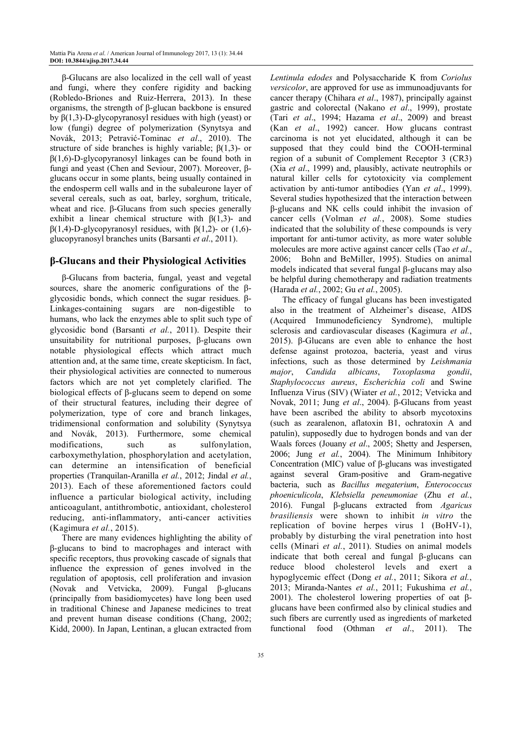β-Glucans are also localized in the cell wall of yeast and fungi, where they confere rigidity and backing (Robledo-Briones and Ruiz-Herrera, 2013). In these organisms, the strength of β-glucan backbone is ensured by β(1,3)-D-glycopyranosyl residues with high (yeast) or low (fungi) degree of polymerization (Synytsya and Novák, 2013; Petravić-Tominac *et al*., 2010). The structure of side branches is highly variable; β(1,3)- or β(1,6)-D-glycopyranosyl linkages can be found both in fungi and yeast (Chen and Seviour, 2007). Moreover, β-glucans occur in some plants, being usually contained in the endosperm cell walls and in the subaleurone layer of several cereals, such as oat, barley, sorghum, triticale, wheat and rice. β-Glucans from such species generally exhibit a linear chemical structure with β(1,3)- and β(1,4)-D-glycopyranosyl residues, with β(1,2)- or (1,6)-glucopyranosyl branches units (Barsanti *et al*., 2011).

## β-Glucans and their Physiological Activities

β-Glucans from bacteria, fungal, yeast and vegetal sources, share the anomeric configurations of the β-glycosidic bonds, which connect the sugar residues. β-Linkages-containing sugars are non-digestible to humans, who lack the enzymes able to split such type of glycosidic bond (Barsanti *et al.*, 2011). Despite their unsuitability for nutritional purposes, β-glucans own notable physiological effects which attract much attention and, at the same time, create skepticism. In fact, their physiological activities are connected to numerous factors which are not yet completely clarified. The biological effects of β-glucans seem to depend on some of their structural features, including their degree of polymerization, type of core and branch linkages, tridimensional conformation and solubility (Synytsya and Novák, 2013). Furthermore, some chemical modifications, such as sulfonylation, carboxymethylation, phosphorylation and acetylation, can determine an intensification of beneficial properties (Tranquilan-Aranilla *et al.*, 2012; Jindal *et al.*, 2013). Each of these aforementioned factors could influence a particular biological activity, including anticoagulant, antithrombotic, antioxidant, cholesterol reducing, anti-inflammatory, anti-cancer activities (Kagimura *et al.*, 2015).

There are many evidences highlighting the ability of β-glucans to bind to macrophages and interact with specific receptors, thus provoking cascade of signals that influence the expression of genes involved in the regulation of apoptosis, cell proliferation and invasion (Novak and Vetvicka, 2009). Fungal β-glucans (principally from basidiomycetes) have long been used in traditional Chinese and Japanese medicines to treat and prevent human disease conditions (Chang, 2002; Kidd, 2000). In Japan, Lentinan, a glucan extracted from *Lentinula edodes* and Polysaccharide K from *Coriolus versicolor*, are approved for use as immunoadjuvants for cancer therapy (Chihara *et al*., 1987), principally against gastric and colorectal (Nakano *et al*., 1999), prostate (Tari *et al*., 1994; Hazama *et al*., 2009) and breast (Kan *et al*., 1992) cancer. How glucans contrast carcinoma is not yet elucidated, although it can be supposed that they could bind the COOH-terminal region of a subunit of Complement Receptor 3 (CR3) (Xia *et al*., 1999) and, plausibly, activate neutrophils or natural killer cells for cytotoxicity via complement activation by anti-tumor antibodies (Yan *et al*., 1999). Several studies hypothesized that the interaction between β-glucans and NK cells could inhibit the invasion of cancer cells (Volman *et al.*, 2008). Some studies indicated that the solubility of these compounds is very important for anti-tumor activity, as more water soluble molecules are more active against cancer cells (Tao *et al*., 2006; Bohn and BeMiller, 1995). Studies on animal models indicated that several fungal β-glucans may also be helpful during chemotherapy and radiation treatments (Harada *et al.*, 2002; Gu *et al.*, 2005).

The efficacy of fungal glucans has been investigated also in the treatment of Alzheimer's disease, AIDS (Acquired Immunodeficiency Syndrome), multiple sclerosis and cardiovascular diseases (Kagimura *et al.*, 2015). β-Glucans are even able to enhance the host defense against protozoa, bacteria, yeast and virus infections, such as those determined by *Leishmania major*, *Candida albicans*, *Toxoplasma gondii*, *Staphylococcus aureus*, *Escherichia coli* and Swine Influenza Virus (SIV) (Wiater *et al.*, 2012; Vetvicka and Novak, 2011; Jung *et al*., 2004). β-Glucans from yeast have been ascribed the ability to absorb mycotoxins (such as zearalenon, aflatoxin B1, ochratoxin A and patulin), supposedly due to hydrogen bonds and van der Waals forces (Jouany *et al*., 2005; Shetty and Jespersen, 2006; Jung *et al.*, 2004). The Minimum Inhibitory Concentration (MIC) value of β-glucans was investigated against several Gram-positive and Gram-negative bacteria, such as *Bacillus megaterium*, *Enterococcus phoeniculicola*, *Klebsiella peneumoniae* (Zhu *et al.*, 2016). Fungal β-glucans extracted from *Agaricus brasiliensis* were shown to inhibit *in vitro* the replication of bovine herpes virus 1 (BoHV-1), probably by disturbing the viral penetration into host cells (Minari *et al.*, 2011). Studies on animal models indicate that both cereal and fungal β-glucans can reduce blood cholesterol levels and exert a hypoglycemic effect (Dong *et al.*, 2011; Sikora *et al.*, 2013; Miranda-Nantes *et al.*, 2011; Fukushima *et al.*, 2001). The cholesterol lowering properties of oat β-glucans have been confirmed also by clinical studies and such fibers are currently used as ingredients of marketed functional food (Othman *et al*., 2011). The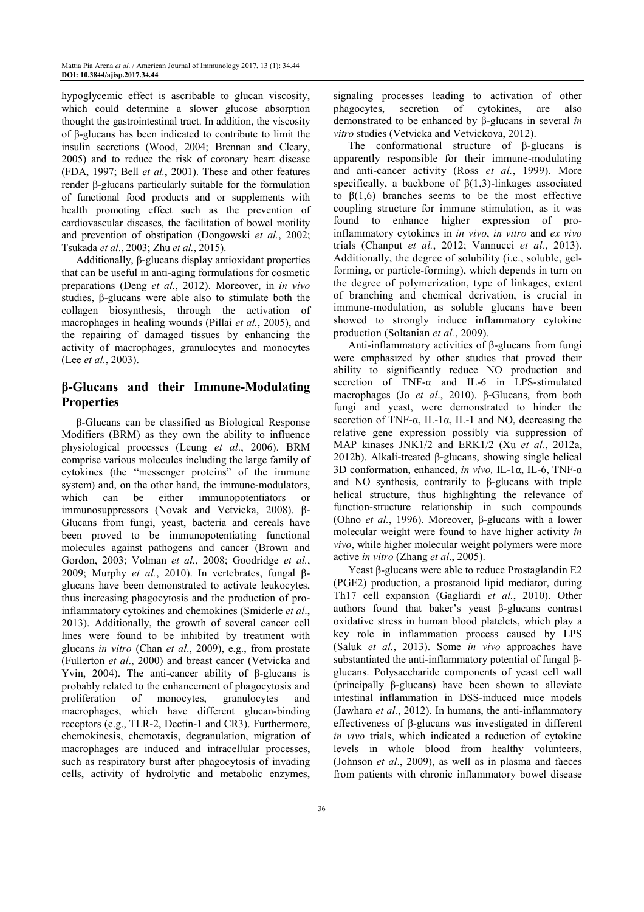hypoglycemic effect is ascribable to glucan viscosity, which could determine a slower glucose absorption thought the gastrointestinal tract. In addition, the viscosity of β-glucans has been indicated to contribute to limit the insulin secretions (Wood, 2004; Brennan and Cleary, 2005) and to reduce the risk of coronary heart disease (FDA, 1997; Bell *et al.*, 2001). These and other features render β-glucans particularly suitable for the formulation of functional food products and or supplements with health promoting effect such as the prevention of cardiovascular diseases, the facilitation of bowel motility and prevention of obstipation (Dongowski *et al.*, 2002; Tsukada *et al*., 2003; Zhu *et al.*, 2015).

Additionally, β-glucans display antioxidant properties that can be useful in anti-aging formulations for cosmetic preparations (Deng *et al.*, 2012). Moreover, in *in vivo* studies, β-glucans were able also to stimulate both the collagen biosynthesis, through the activation of macrophages in healing wounds (Pillai *et al.*, 2005), and the repairing of damaged tissues by enhancing the activity of macrophages, granulocytes and monocytes (Lee *et al.*, 2003).

## β-Glucans and their Immune-Modulating Properties

β-Glucans can be classified as Biological Response Modifiers (BRM) as they own the ability to influence physiological processes (Leung *et al*., 2006). BRM comprise various molecules including the large family of cytokines (the "messenger proteins" of the immune system) and, on the other hand, the immune-modulators, which can be either immunopotentiators or immunosuppressors (Novak and Vetvicka, 2008). β-Glucans from fungi, yeast, bacteria and cereals have been proved to be immunopotentiating functional molecules against pathogens and cancer (Brown and Gordon, 2003; Volman *et al.*, 2008; Goodridge *et al.*, 2009; Murphy *et al.*, 2010). In vertebrates, fungal β-glucans have been demonstrated to activate leukocytes, thus increasing phagocytosis and the production of pro-inflammatory cytokines and chemokines (Smiderle *et al*., 2013). Additionally, the growth of several cancer cell lines were found to be inhibited by treatment with glucans *in vitro* (Chan *et al*., 2009), e.g., from prostate (Fullerton *et al*., 2000) and breast cancer (Vetvicka and Yvin, 2004). The anti-cancer ability of β-glucans is probably related to the enhancement of phagocytosis and proliferation of monocytes, granulocytes and macrophages, which have different glucan-binding receptors (e.g., TLR-2, Dectin-1 and CR3). Furthermore, chemokinesis, chemotaxis, degranulation, migration of macrophages are induced and intracellular processes, such as respiratory burst after phagocytosis of invading cells, activity of hydrolytic and metabolic enzymes, signaling processes leading to activation of other phagocytes, secretion of cytokines, are also demonstrated to be enhanced by β-glucans in several *in vitro* studies (Vetvicka and Vetvickova, 2012).

The conformational structure of β-glucans is apparently responsible for their immune-modulating and anti-cancer activity (Ross *et al.*, 1999). More specifically, a backbone of β(1,3)-linkages associated to β(1,6) branches seems to be the most effective coupling structure for immune stimulation, as it was found to enhance higher expression of pro-inflammatory cytokines in *in vivo*, *in vitro* and *ex vivo* trials (Chanput *et al.*, 2012; Vannucci *et al.*, 2013). Additionally, the degree of solubility (i.e., soluble, gel-forming, or particle-forming), which depends in turn on the degree of polymerization, type of linkages, extent of branching and chemical derivation, is crucial in immune-modulation, as soluble glucans have been showed to strongly induce inflammatory cytokine production (Soltanian *et al.*, 2009).

Anti-inflammatory activities of β-glucans from fungi were emphasized by other studies that proved their ability to significantly reduce NO production and secretion of TNF-α and IL-6 in LPS-stimulated macrophages (Jo *et al*., 2010). β-Glucans, from both fungi and yeast, were demonstrated to hinder the secretion of TNF-α, IL-1α, IL-1 and NO, decreasing the relative gene expression possibly via suppression of MAP kinases JNK1/2 and ERK1/2 (Xu *et al.*, 2012a, 2012b). Alkali-treated β-glucans, showing single helical 3D conformation, enhanced, *in vivo,* IL-1α, IL-6, TNF-α and NO synthesis, contrarily to β-glucans with triple helical structure, thus highlighting the relevance of function-structure relationship in such compounds (Ohno *et al.*, 1996). Moreover, β-glucans with a lower molecular weight were found to have higher activity *in vivo*, while higher molecular weight polymers were more active *in vitro* (Zhang *et al*., 2005).

Yeast β-glucans were able to reduce Prostaglandin E2 (PGE2) production, a prostanoid lipid mediator, during Th17 cell expansion (Gagliardi *et al.*, 2010). Other authors found that baker's yeast β-glucans contrast oxidative stress in human blood platelets, which play a key role in inflammation process caused by LPS (Saluk *et al.*, 2013). Some *in vivo* approaches have substantiated the anti-inflammatory potential of fungal β-glucans. Polysaccharide components of yeast cell wall (principally β-glucans) have been shown to alleviate intestinal inflammation in DSS-induced mice models (Jawhara *et al.*, 2012). In humans, the anti-inflammatory effectiveness of β-glucans was investigated in different *in vivo* trials, which indicated a reduction of cytokine levels in whole blood from healthy volunteers, (Johnson *et al*., 2009), as well as in plasma and faeces from patients with chronic inflammatory bowel disease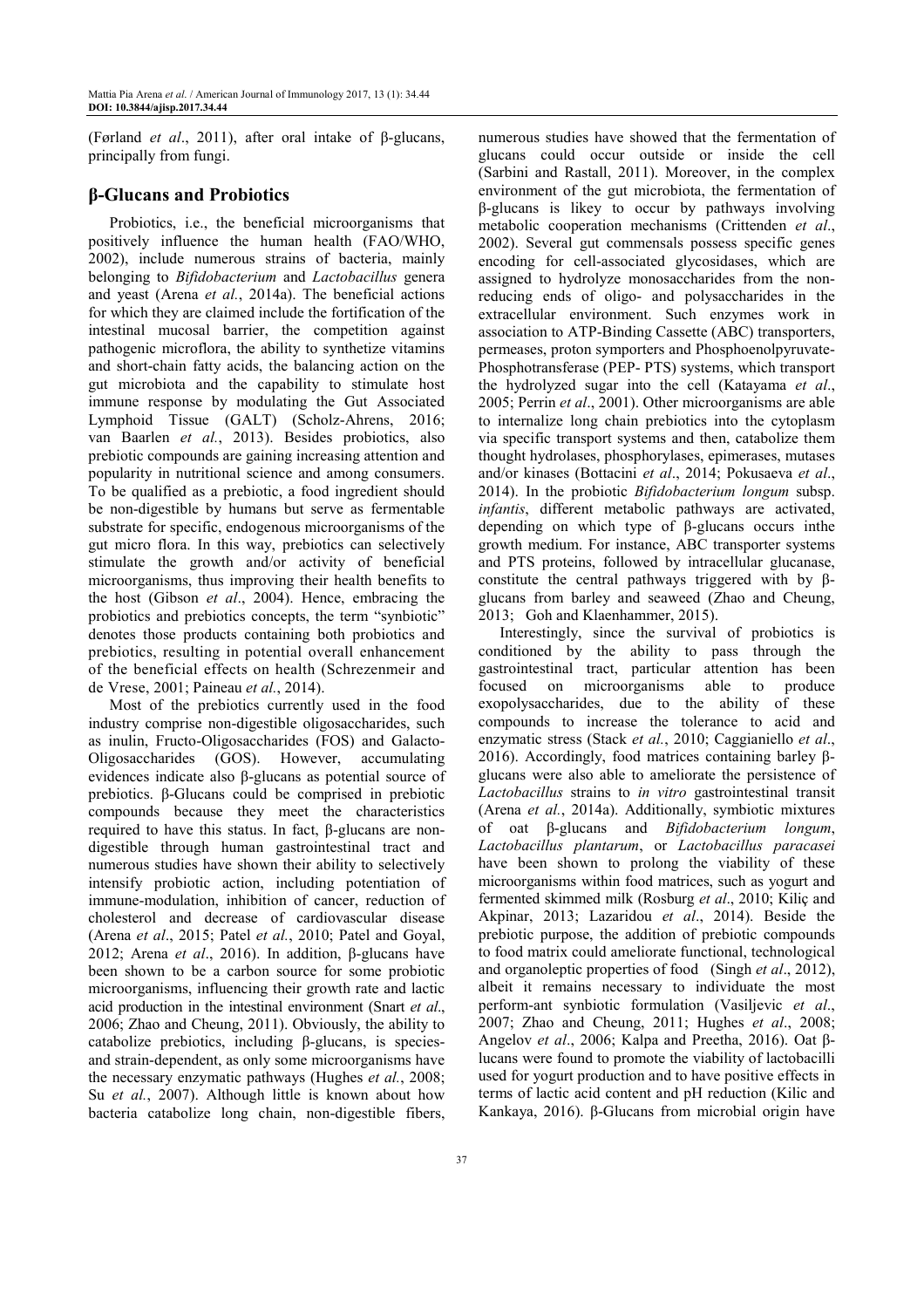(Førland *et al*., 2011), after oral intake of β-glucans, principally from fungi.

## β-Glucans and Probiotics

Probiotics, i.e., the beneficial microorganisms that positively influence the human health (FAO/WHO, 2002), include numerous strains of bacteria, mainly belonging to *Bifidobacterium* and *Lactobacillus* genera and yeast (Arena *et al.*, 2014a). The beneficial actions for which they are claimed include the fortification of the intestinal mucosal barrier, the competition against pathogenic microflora, the ability to synthetize vitamins and short-chain fatty acids, the balancing action on the gut microbiota and the capability to stimulate host immune response by modulating the Gut Associated Lymphoid Tissue (GALT) (Scholz-Ahrens, 2016; van Baarlen *et al.*, 2013). Besides probiotics, also prebiotic compounds are gaining increasing attention and popularity in nutritional science and among consumers. To be qualified as a prebiotic, a food ingredient should be non-digestible by humans but serve as fermentable substrate for specific, endogenous microorganisms of the gut micro flora. In this way, prebiotics can selectively stimulate the growth and/or activity of beneficial microorganisms, thus improving their health benefits to the host (Gibson *et al*., 2004). Hence, embracing the probiotics and prebiotics concepts, the term "synbiotic" denotes those products containing both probiotics and prebiotics, resulting in potential overall enhancement of the beneficial effects on health (Schrezenmeir and de Vrese, 2001; Paineau *et al.*, 2014).

Most of the prebiotics currently used in the food industry comprise non-digestible oligosaccharides, such as inulin, Fructo-Oligosaccharides (FOS) and Galacto-Oligosaccharides (GOS). However, accumulating evidences indicate also β-glucans as potential source of prebiotics. β-Glucans could be comprised in prebiotic compounds because they meet the characteristics required to have this status. In fact, β-glucans are non-digestible through human gastrointestinal tract and numerous studies have shown their ability to selectively intensify probiotic action, including potentiation of immune-modulation, inhibition of cancer, reduction of cholesterol and decrease of cardiovascular disease (Arena *et al*., 2015; Patel *et al.*, 2010; Patel and Goyal, 2012; Arena *et al*., 2016). In addition, β-glucans have been shown to be a carbon source for some probiotic microorganisms, influencing their growth rate and lactic acid production in the intestinal environment (Snart *et al*., 2006; Zhao and Cheung, 2011). Obviously, the ability to catabolize prebiotics, including β-glucans, is species- and strain-dependent, as only some microorganisms have the necessary enzymatic pathways (Hughes *et al.*, 2008; Su *et al.*, 2007). Although little is known about how bacteria catabolize long chain, non-digestible fibers, numerous studies have showed that the fermentation of glucans could occur outside or inside the cell (Sarbini and Rastall, 2011). Moreover, in the complex environment of the gut microbiota, the fermentation of β-glucans is likey to occur by pathways involving metabolic cooperation mechanisms (Crittenden *et al*., 2002). Several gut commensals possess specific genes encoding for cell-associated glycosidases, which are assigned to hydrolyze monosaccharides from the non-reducing ends of oligo- and polysaccharides in the extracellular environment. Such enzymes work in association to ATP-Binding Cassette (ABC) transporters, permeases, proton symporters and Phosphoenolpyruvate-Phosphotransferase (PEP- PTS) systems, which transport the hydrolyzed sugar into the cell (Katayama *et al*., 2005; Perrin *et al*., 2001). Other microorganisms are able to internalize long chain prebiotics into the cytoplasm via specific transport systems and then, catabolize them thought hydrolases, phosphorylases, epimerases, mutases and/or kinases (Bottacini *et al*., 2014; Pokusaeva *et al*., 2014). In the probiotic *Bifidobacterium longum* subsp. *infantis*, different metabolic pathways are activated, depending on which type of β-glucans occurs inthe growth medium. For instance, ABC transporter systems and PTS proteins, followed by intracellular glucanase, constitute the central pathways triggered with by β-glucans from barley and seaweed (Zhao and Cheung, 2013; Goh and Klaenhammer, 2015).

Interestingly, since the survival of probiotics is conditioned by the ability to pass through the gastrointestinal tract, particular attention has been focused on microorganisms able to produce exopolysaccharides, due to the ability of these compounds to increase the tolerance to acid and enzymatic stress (Stack *et al.*, 2010; Caggianiello *et al*., 2016). Accordingly, food matrices containing barley β-glucans were also able to ameliorate the persistence of *Lactobacillus* strains to *in vitro* gastrointestinal transit (Arena *et al.*, 2014a). Additionally, symbiotic mixtures of oat β-glucans and *Bifidobacterium longum*, *Lactobacillus plantarum*, or *Lactobacillus paracasei* have been shown to prolong the viability of these microorganisms within food matrices, such as yogurt and fermented skimmed milk (Rosburg *et al*., 2010; Kiliç and Akpinar, 2013; Lazaridou *et al*., 2014). Beside the prebiotic purpose, the addition of prebiotic compounds to food matrix could ameliorate functional, technological and organoleptic properties of food (Singh *et al*., 2012), albeit it remains necessary to individuate the most perform-ant synbiotic formulation (Vasiljevic *et al*., 2007; Zhao and Cheung, 2011; Hughes *et al*., 2008; Angelov *et al*., 2006; Kalpa and Preetha, 2016). Oat β-lucans were found to promote the viability of lactobacilli used for yogurt production and to have positive effects in terms of lactic acid content and pH reduction (Kilic and Kankaya, 2016). β-Glucans from microbial origin have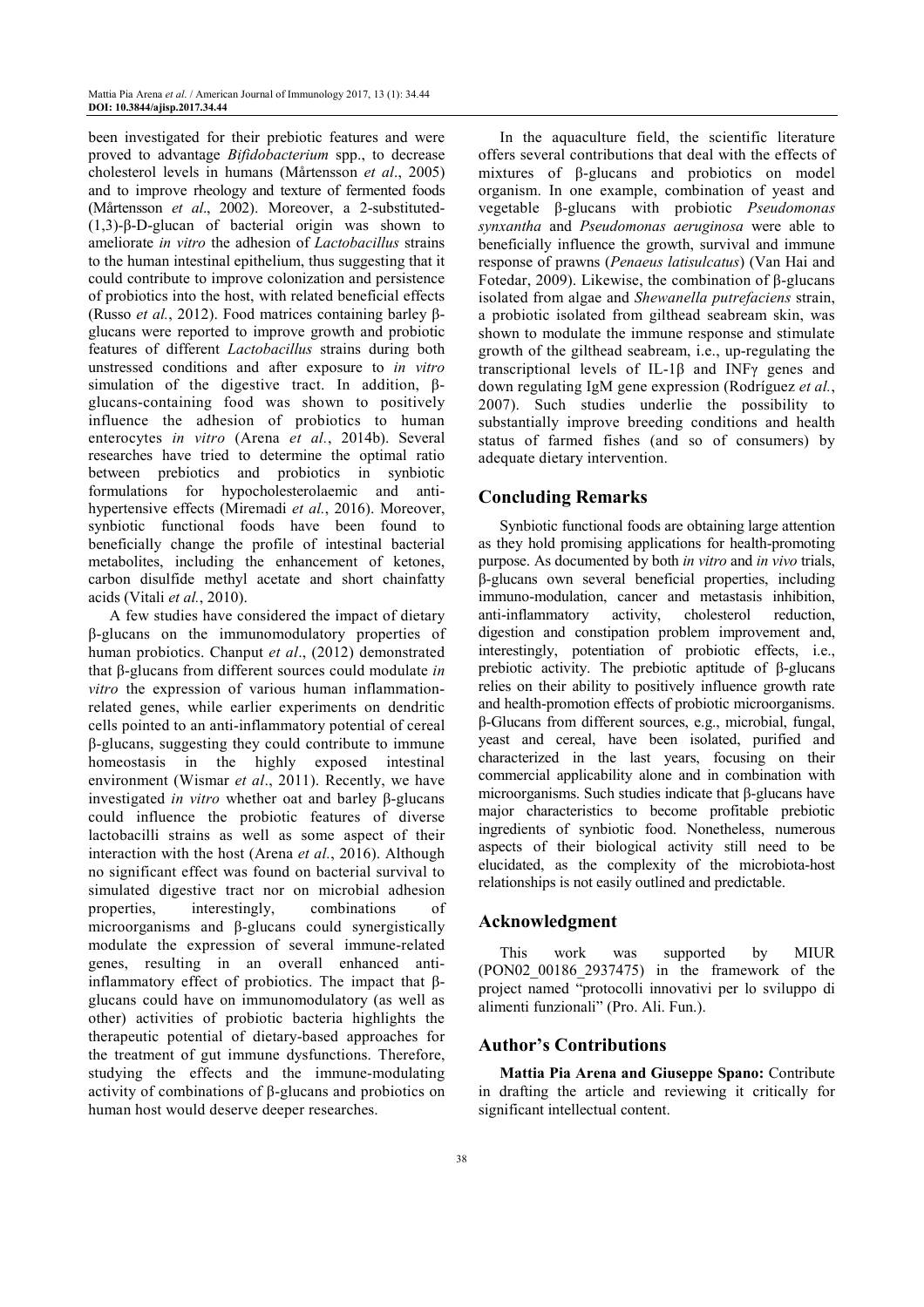been investigated for their prebiotic features and were proved to advantage *Bifidobacterium* spp., to decrease cholesterol levels in humans (Mårtensson *et al*., 2005) and to improve rheology and texture of fermented foods (Mårtensson *et al*., 2002). Moreover, a 2-substituted-(1,3)-β-D-glucan of bacterial origin was shown to ameliorate *in vitro* the adhesion of *Lactobacillus* strains to the human intestinal epithelium, thus suggesting that it could contribute to improve colonization and persistence of probiotics into the host, with related beneficial effects (Russo *et al.*, 2012). Food matrices containing barley β-glucans were reported to improve growth and probiotic features of different *Lactobacillus* strains during both unstressed conditions and after exposure to *in vitro* simulation of the digestive tract. In addition, β-glucans-containing food was shown to positively influence the adhesion of probiotics to human enterocytes *in vitro* (Arena *et al.*, 2014b). Several researches have tried to determine the optimal ratio between prebiotics and probiotics in synbiotic formulations for hypocholesterolaemic and anti-hypertensive effects (Miremadi *et al.*, 2016). Moreover, synbiotic functional foods have been found to beneficially change the profile of intestinal bacterial metabolites, including the enhancement of ketones, carbon disulfide methyl acetate and short chainfatty acids (Vitali *et al.*, 2010).

A few studies have considered the impact of dietary β-glucans on the immunomodulatory properties of human probiotics. Chanput *et al*., (2012) demonstrated that β-glucans from different sources could modulate *in vitro* the expression of various human inflammation-related genes, while earlier experiments on dendritic cells pointed to an anti-inflammatory potential of cereal β-glucans, suggesting they could contribute to immune homeostasis in the highly exposed intestinal environment (Wismar *et al*., 2011). Recently, we have investigated *in vitro* whether oat and barley β-glucans could influence the probiotic features of diverse lactobacilli strains as well as some aspect of their interaction with the host (Arena *et al.*, 2016). Although no significant effect was found on bacterial survival to simulated digestive tract nor on microbial adhesion properties, interestingly, combinations of microorganisms and β-glucans could synergistically modulate the expression of several immune-related genes, resulting in an overall enhanced anti-inflammatory effect of probiotics. The impact that β-glucans could have on immunomodulatory (as well as other) activities of probiotic bacteria highlights the therapeutic potential of dietary-based approaches for the treatment of gut immune dysfunctions. Therefore, studying the effects and the immune-modulating activity of combinations of β-glucans and probiotics on human host would deserve deeper researches.

In the aquaculture field, the scientific literature offers several contributions that deal with the effects of mixtures of β-glucans and probiotics on model organism. In one example, combination of yeast and vegetable β-glucans with probiotic *Pseudomonas synxantha* and *Pseudomonas aeruginosa* were able to beneficially influence the growth, survival and immune response of prawns (*Penaeus latisulcatus*) (Van Hai and Fotedar, 2009). Likewise, the combination of β-glucans isolated from algae and *Shewanella putrefaciens* strain, a probiotic isolated from gilthead seabream skin, was shown to modulate the immune response and stimulate growth of the gilthead seabream, i.e., up-regulating the transcriptional levels of IL-1β and INFγ genes and down regulating IgM gene expression (Rodríguez *et al.*, 2007). Such studies underlie the possibility to substantially improve breeding conditions and health status of farmed fishes (and so of consumers) by adequate dietary intervention.

## Concluding Remarks

Synbiotic functional foods are obtaining large attention as they hold promising applications for health-promoting purpose. As documented by both *in vitro* and *in vivo* trials, β-glucans own several beneficial properties, including immuno-modulation, cancer and metastasis inhibition, anti-inflammatory activity, cholesterol reduction, digestion and constipation problem improvement and, interestingly, potentiation of probiotic effects, i.e., prebiotic activity. The prebiotic aptitude of β-glucans relies on their ability to positively influence growth rate and health-promotion effects of probiotic microorganisms. β-Glucans from different sources, e.g., microbial, fungal, yeast and cereal, have been isolated, purified and characterized in the last years, focusing on their commercial applicability alone and in combination with microorganisms. Such studies indicate that β-glucans have major characteristics to become profitable prebiotic ingredients of synbiotic food. Nonetheless, numerous aspects of their biological activity still need to be elucidated, as the complexity of the microbiota-host relationships is not easily outlined and predictable.

## Acknowledgment

This work was supported by MIUR (PON02_00186_2937475) in the framework of the project named "protocolli innovativi per lo sviluppo di alimenti funzionali" (Pro. Ali. Fun.).

## Author's Contributions

**Mattia Pia Arena and Giuseppe Spano:** Contribute in drafting the article and reviewing it critically for significant intellectual content.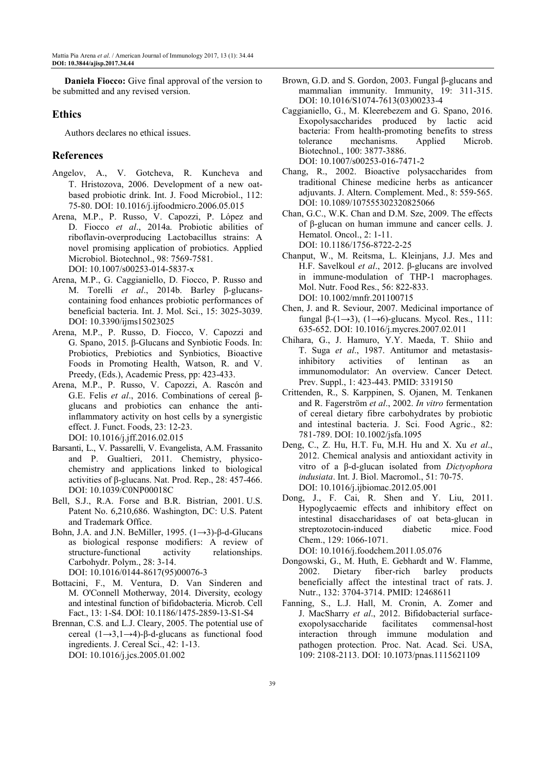**Daniela Fiocco:** Give final approval of the version to be submitted and any revised version.

## Ethics

Authors declares no ethical issues.

## References

Angelov, A., V. Gotcheva, R. Kuncheva and T. Hristozova, 2006. Development of a new oat-based probiotic drink. Int. J. Food Microbiol., 112: 75-80. DOI: 10.1016/j.ijfoodmicro.2006.05.015

Arena, M.P., P. Russo, V. Capozzi, P. López and D. Fiocco *et al*., 2014a. Probiotic abilities of riboflavin-overproducing Lactobacillus strains: A novel promising application of probiotics. Applied Microbiol. Biotechnol., 98: 7569-7581. DOI: 10.1007/s00253-014-5837-x

Arena, M.P., G. Caggianiello, D. Fiocco, P. Russo and M. Torelli *et al*., 2014b. Barley β-glucans-containing food enhances probiotic performances of beneficial bacteria. Int. J. Mol. Sci., 15: 3025-3039. DOI: 10.3390/ijms15023025

Arena, M.P., P. Russo, D. Fiocco, V. Capozzi and G. Spano, 2015. β-Glucans and Synbiotic Foods. In: Probiotics, Prebiotics and Synbiotics, Bioactive Foods in Promoting Health, Watson, R. and V. Preedy, (Eds.), Academic Press, pp: 423-433.

Arena, M.P., P. Russo, V. Capozzi, A. Rascón and G.E. Felis *et al*., 2016. Combinations of cereal β-glucans and probiotics can enhance the anti-inflammatory activity on host cells by a synergistic effect. J. Funct. Foods, 23: 12-23. DOI: 10.1016/j.jff.2016.02.015

Barsanti, L., V. Passarelli, V. Evangelista, A.M. Frassanito and P. Gualtieri, 2011. Chemistry, physico-chemistry and applications linked to biological activities of β-glucans. Nat. Prod. Rep., 28: 457-466. DOI: 10.1039/C0NP00018C

Bell, S.J., R.A. Forse and B.R. Bistrian, 2001. U.S. Patent No. 6,210,686. Washington, DC: U.S. Patent and Trademark Office.

Bohn, J.A. and J.N. BeMiller, 1995. (1→3)-β-d-Glucans as biological response modifiers: A review of structure-functional activity relationships. Carbohydr. Polym., 28: 3-14. DOI: 10.1016/0144-8617(95)00076-3

Bottacini, F., M. Ventura, D. Van Sinderen and M. O'Connell Motherway, 2014. Diversity, ecology and intestinal function of bifidobacteria. Microb. Cell Fact., 13: 1-S4. DOI: 10.1186/1475-2859-13-S1-S4

Brennan, C.S. and L.J. Cleary, 2005. The potential use of cereal (1→3,1→4)-β-d-glucans as functional food ingredients. J. Cereal Sci., 42: 1-13. DOI: 10.1016/j.jcs.2005.01.002

Brown, G.D. and S. Gordon, 2003. Fungal β-glucans and mammalian immunity. Immunity, 19: 311-315. DOI: 10.1016/S1074-7613(03)00233-4

Caggianiello, G., M. Kleerebezem and G. Spano, 2016. Exopolysaccharides produced by lactic acid bacteria: From health-promoting benefits to stress tolerance mechanisms. Applied Microb. Biotechnol., 100: 3877-3886. DOI: 10.1007/s00253-016-7471-2

Chang, R., 2002. Bioactive polysaccharides from traditional Chinese medicine herbs as anticancer adjuvants. J. Altern. Complement. Med., 8: 559-565. DOI: 10.1089/107555302320825066

Chan, G.C., W.K. Chan and D.M. Sze, 2009. The effects of β-glucan on human immune and cancer cells. J. Hematol. Oncol., 2: 1-11. DOI: 10.1186/1756-8722-2-25

Chanput, W., M. Reitsma, L. Kleinjans, J.J. Mes and H.F. Savelkoul *et al*., 2012. β-glucans are involved in immune-modulation of THP-1 macrophages. Mol. Nutr. Food Res., 56: 822-833. DOI: 10.1002/mnfr.201100715

Chen, J. and R. Seviour, 2007. Medicinal importance of fungal β-(1→3), (1→6)-glucans. Mycol. Res., 111: 635-652. DOI: 10.1016/j.mycres.2007.02.011

Chihara, G., J. Hamuro, Y.Y. Maeda, T. Shiio and T. Suga *et al*., 1987. Antitumor and metastasis-inhibitory activities of lentinan as an immunomodulator: An overview. Cancer Detect. Prev. Suppl., 1: 423-443. PMID: 3319150

Crittenden, R., S. Karppinen, S. Ojanen, M. Tenkanen and R. Fagerström *et al*., 2002. *In vitro* fermentation of cereal dietary fibre carbohydrates by probiotic and intestinal bacteria. J. Sci. Food Agric., 82: 781-789. DOI: 10.1002/jsfa.1095

Deng, C., Z. Hu, H.T. Fu, M.H. Hu and X. Xu *et al*., 2012. Chemical analysis and antioxidant activity in vitro of a β-d-glucan isolated from *Dictyophora indusiata*. Int. J. Biol. Macromol., 51: 70-75. DOI: 10.1016/j.ijbiomac.2012.05.001

Dong, J., F. Cai, R. Shen and Y. Liu, 2011. Hypoglycaemic effects and inhibitory effect on intestinal disaccharidases of oat beta-glucan in streptozotocin-induced diabetic mice. Food Chem., 129: 1066-1071. DOI: 10.1016/j.foodchem.2011.05.076

Dongowski, G., M. Huth, E. Gebhardt and W. Flamme, 2002. Dietary fiber-rich barley products beneficially affect the intestinal tract of rats. J. Nutr., 132: 3704-3714. PMID: 12468611

Fanning, S., L.J. Hall, M. Cronin, A. Zomer and J. MacSharry *et al*., 2012. Bifidobacterial surface-exopolysaccharide facilitates commensal-host interaction through immune modulation and pathogen protection. Proc. Nat. Acad. Sci. USA, 109: 2108-2113. DOI: 10.1073/pnas.1115621109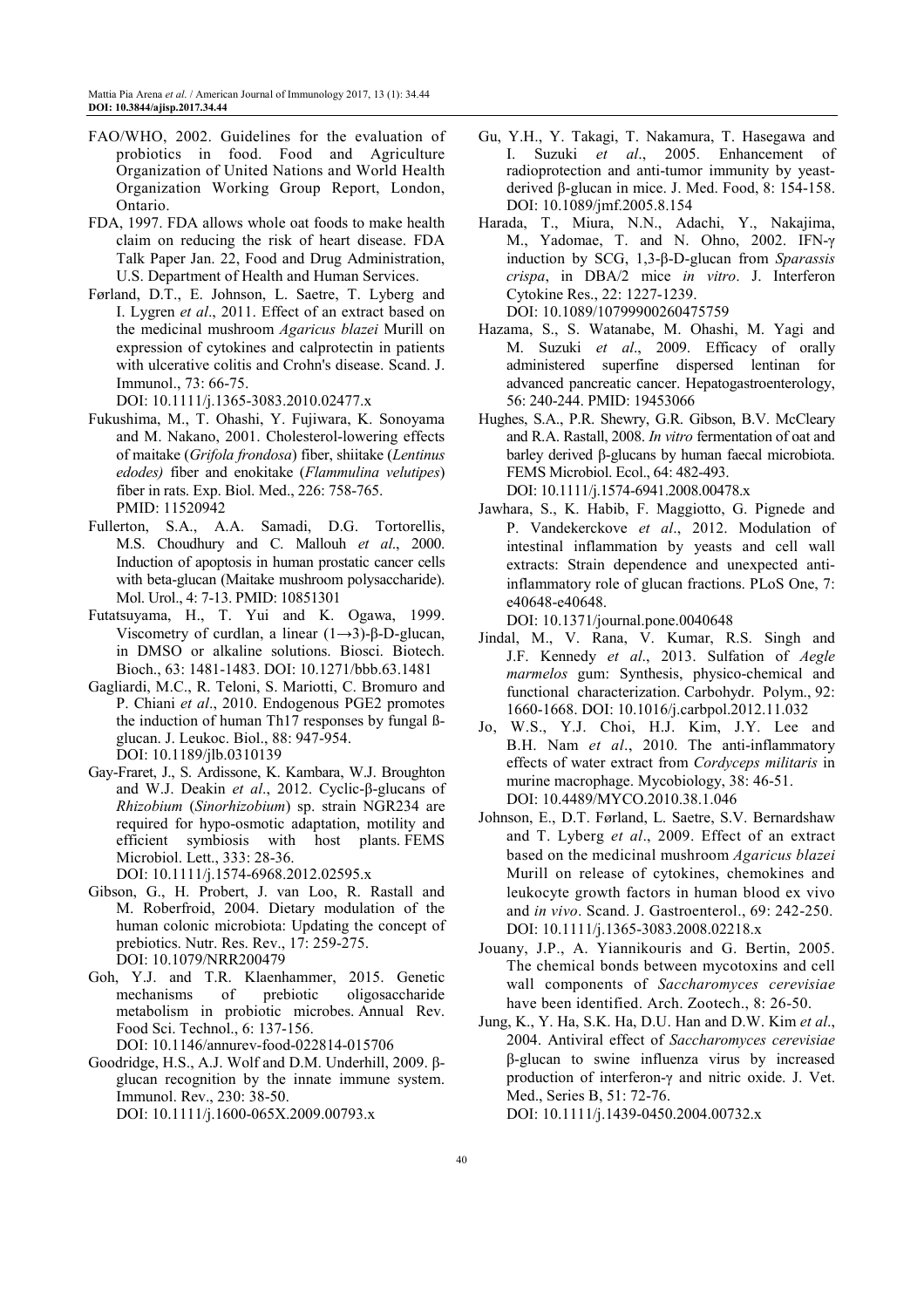FAO/WHO, 2002. Guidelines for the evaluation of probiotics in food. Food and Agriculture Organization of United Nations and World Health Organization Working Group Report, London, Ontario.

FDA, 1997. FDA allows whole oat foods to make health claim on reducing the risk of heart disease. FDA Talk Paper Jan. 22, Food and Drug Administration, U.S. Department of Health and Human Services.

Førland, D.T., E. Johnson, L. Saetre, T. Lyberg and I. Lygren *et al*., 2011. Effect of an extract based on the medicinal mushroom *Agaricus blazei* Murill on expression of cytokines and calprotectin in patients with ulcerative colitis and Crohn's disease. Scand. J. Immunol., 73: 66-75. DOI: 10.1111/j.1365-3083.2010.02477.x

Fukushima, M., T. Ohashi, Y. Fujiwara, K. Sonoyama and M. Nakano, 2001. Cholesterol-lowering effects of maitake (*Grifola frondosa*) fiber, shiitake (*Lentinus edodes)* fiber and enokitake (*Flammulina velutipes*) fiber in rats. Exp. Biol. Med., 226: 758-765. PMID: 11520942

Fullerton, S.A., A.A. Samadi, D.G. Tortorellis, M.S. Choudhury and C. Mallouh *et al*., 2000. Induction of apoptosis in human prostatic cancer cells with beta-glucan (Maitake mushroom polysaccharide). Mol. Urol., 4: 7-13. PMID: 10851301

Futatsuyama, H., T. Yui and K. Ogawa, 1999. Viscometry of curdlan, a linear (1→3)-β-D-glucan, in DMSO or alkaline solutions. Biosci. Biotech. Bioch., 63: 1481-1483. DOI: 10.1271/bbb.63.1481

Gagliardi, M.C., R. Teloni, S. Mariotti, C. Bromuro and P. Chiani *et al*., 2010. Endogenous PGE2 promotes the induction of human Th17 responses by fungal ß-glucan. J. Leukoc. Biol., 88: 947-954. DOI: 10.1189/jlb.0310139

Gay-Fraret, J., S. Ardissone, K. Kambara, W.J. Broughton and W.J. Deakin *et al*., 2012. Cyclic-β-glucans of *Rhizobium* (*Sinorhizobium*) sp. strain NGR234 are required for hypo-osmotic adaptation, motility and efficient symbiosis with host plants. FEMS Microbiol. Lett., 333: 28-36. DOI: 10.1111/j.1574-6968.2012.02595.x

Gibson, G., H. Probert, J. van Loo, R. Rastall and M. Roberfroid, 2004. Dietary modulation of the human colonic microbiota: Updating the concept of prebiotics. Nutr. Res. Rev., 17: 259-275. DOI: 10.1079/NRR200479

Goh, Y.J. and T.R. Klaenhammer, 2015. Genetic mechanisms of prebiotic oligosaccharide metabolism in probiotic microbes. Annual Rev. Food Sci. Technol., 6: 137-156. DOI: 10.1146/annurev-food-022814-015706

Goodridge, H.S., A.J. Wolf and D.M. Underhill, 2009. β-glucan recognition by the innate immune system. Immunol. Rev., 230: 38-50. DOI: 10.1111/j.1600-065X.2009.00793.x

Gu, Y.H., Y. Takagi, T. Nakamura, T. Hasegawa and I. Suzuki *et al*., 2005. Enhancement of radioprotection and anti-tumor immunity by yeast-derived β-glucan in mice. J. Med. Food, 8: 154-158. DOI: 10.1089/jmf.2005.8.154

Harada, T., Miura, N.N., Adachi, Y., Nakajima, M., Yadomae, T. and N. Ohno, 2002. IFN-γ induction by SCG, 1,3-β-D-glucan from *Sparassis crispa*, in DBA/2 mice *in vitro*. J. Interferon Cytokine Res., 22: 1227-1239. DOI: 10.1089/10799900260475759

Hazama, S., S. Watanabe, M. Ohashi, M. Yagi and M. Suzuki *et al*., 2009. Efficacy of orally administered superfine dispersed lentinan for advanced pancreatic cancer. Hepatogastroenterology, 56: 240-244. PMID: 19453066

Hughes, S.A., P.R. Shewry, G.R. Gibson, B.V. McCleary and R.A. Rastall, 2008. *In vitro* fermentation of oat and barley derived β-glucans by human faecal microbiota. FEMS Microbiol. Ecol., 64: 482-493. DOI: 10.1111/j.1574-6941.2008.00478.x

Jawhara, S., K. Habib, F. Maggiotto, G. Pignede and P. Vandekerckhove *et al*., 2012. Modulation of intestinal inflammation by yeasts and cell wall extracts: Strain dependence and unexpected anti-inflammatory role of glucan fractions. PLoS One, 7: e40648-e40648. DOI: 10.1371/journal.pone.0040648

Jindal, M., V. Rana, V. Kumar, R.S. Singh and J.F. Kennedy *et al*., 2013. Sulfation of *Aegle marmelos* gum: Synthesis, physico-chemical and functional characterization. Carbohydr. Polym., 92: 1660-1668. DOI: 10.1016/j.carbpol.2012.11.032

Jo, W.S., Y.J. Choi, H.J. Kim, J.Y. Lee and B.H. Nam *et al*., 2010. The anti-inflammatory effects of water extract from *Cordyceps militaris* in murine macrophage. Mycobiology, 38: 46-51. DOI: 10.4489/MYCO.2010.38.1.046

Johnson, E., D.T. Førland, L. Saetre, S.V. Bernardshaw and T. Lyberg *et al*., 2009. Effect of an extract based on the medicinal mushroom *Agaricus blazei* Murill on release of cytokines, chemokines and leukocyte growth factors in human blood ex vivo and *in vivo*. Scand. J. Gastroenterol., 69: 242-250. DOI: 10.1111/j.1365-3083.2008.02218.x

Jouany, J.P., A. Yiannikouris and G. Bertin, 2005. The chemical bonds between mycotoxins and cell wall components of *Saccharomyces cerevisiae* have been identified. Arch. Zootech., 8: 26-50.

Jung, K., Y. Ha, S.K. Ha, D.U. Han and D.W. Kim *et al*., 2004. Antiviral effect of *Saccharomyces cerevisiae* β-glucan to swine influenza virus by increased production of interferon-γ and nitric oxide. J. Vet. Med., Series B, 51: 72-76. DOI: 10.1111/j.1439-0450.2004.00732.x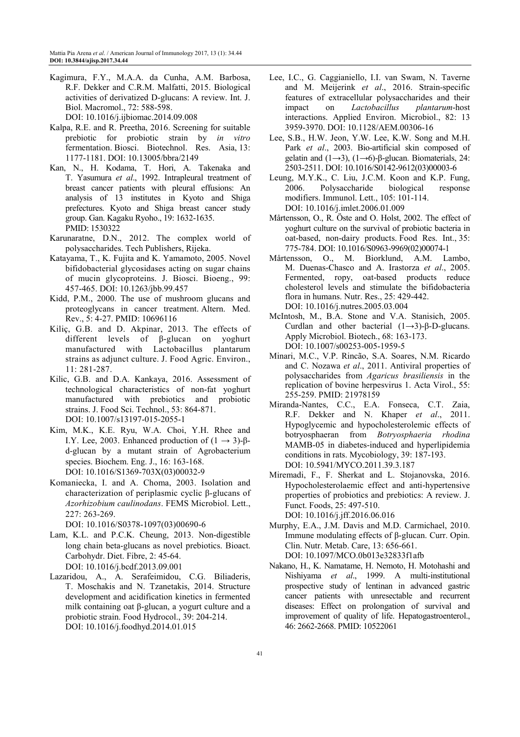Kagimura, F.Y., M.A.A. da Cunha, A.M. Barbosa, R.F. Dekker and C.R.M. Malfatti, 2015. Biological activities of derivatized D-glucans: A review. Int. J. Biol. Macromol., 72: 588-598. DOI: 10.1016/j.ijbiomac.2014.09.008

Kalpa, R.E. and R. Preetha, 2016. Screening for suitable prebiotic for probiotic strain by *in vitro* fermentation. Biosci. Biotechnol. Res. Asia, 13: 1177-1181. DOI: 10.13005/bbra/2149

Kan, N., H. Kodama, T. Hori, A. Takenaka and T. Yasumura *et al*., 1992. Intrapleural treatment of breast cancer patients with pleural effusions: An analysis of 13 institutes in Kyoto and Shiga prefectures. Kyoto and Shiga breast cancer study group. Gan. Kagaku Ryoho., 19: 1632-1635. PMID: 1530322

Karunaratne, D.N., 2012. The complex world of polysaccharides. Tech Publishers, Rijeka.

Katayama, T., K. Fujita and K. Yamamoto, 2005. Novel bifidobacterial glycosidases acting on sugar chains of mucin glycoproteins. J. Biosci. Bioeng., 99: 457-465. DOI: 10.1263/jbb.99.457

Kidd, P.M., 2000. The use of mushroom glucans and proteoglycans in cancer treatment. Altern. Med. Rev., 5: 4-27. PMID: 10696116

Kiliç, G.B. and D. Akpinar, 2013. The effects of different levels of β-glucan on yoghurt manufactured with Lactobacillus plantarum strains as adjunct culture. J. Food Agric. Environ., 11: 281-287.

Kilic, G.B. and D.A. Kankaya, 2016. Assessment of technological characteristics of non-fat yoghurt manufactured with prebiotics and probiotic strains. J. Food Sci. Technol., 53: 864-871. DOI: 10.1007/s13197-015-2055-1

Kim, M.K., K.E. Ryu, W.A. Choi, Y.H. Rhee and I.Y. Lee, 2003. Enhanced production of (1 → 3)-β-d-glucan by a mutant strain of Agrobacterium species. Biochem. Eng. J., 16: 163-168. DOI: 10.1016/S1369-703X(03)00032-9

Komaniecka, I. and A. Choma, 2003. Isolation and characterization of periplasmic cyclic β-glucans of *Azorhizobium caulinodans*. FEMS Microbiol. Lett., 227: 263-269. DOI: 10.1016/S0378-1097(03)00690-6

Lam, K.L. and P.C.K. Cheung, 2013. Non-digestible long chain beta-glucans as novel prebiotics. Bioact. Carbohydr. Diet. Fibre, 2: 45-64. DOI: 10.1016/j.bcdf.2013.09.001

Lazaridou, A., A. Serafeimidou, C.G. Biliaderis, T. Moschakis and N. Tzanetakis, 2014. Structure development and acidification kinetics in fermented milk containing oat β-glucan, a yogurt culture and a probiotic strain. Food Hydrocol., 39: 204-214. DOI: 10.1016/j.foodhyd.2014.01.015

Lee, I.C., G. Caggianiello, I.I. van Swam, N. Taverne and M. Meijerink *et al*., 2016. Strain-specific features of extracellular polysaccharides and their impact on *Lactobacillus plantarum*-host interactions. Applied Environ. Microbiol., 82: 13 3959-3970. DOI: 10.1128/AEM.00306-16

Lee, S.B., H.W. Jeon, Y.W. Lee, K.W. Song and M.H. Park *et al*., 2003. Bio-artificial skin composed of gelatin and (1→3), (1→6)-β-glucan. Biomaterials, 24: 2503-2511. DOI: 10.1016/S0142-9612(03)00003-6

Leung, M.Y.K., C. Liu, J.C.M. Koon and K.P. Fung, 2006. Polysaccharide biological response modifiers. Immunol. Lett., 105: 101-114. DOI: 10.1016/j.imlet.2006.01.009

Mårtensson, O., R. Öste and O. Holst, 2002. The effect of yoghurt culture on the survival of probiotic bacteria in oat-based, non-dairy products. Food Res. Int., 35: 775-784. DOI: 10.1016/S0963-9969(02)00074-1

Mårtensson, O., M. Biorklund, A.M. Lambo, M. Duenas-Chasco and A. Irastorza *et al*., 2005. Fermented, ropy, oat-based products reduce cholesterol levels and stimulate the bifidobacteria flora in humans. Nutr. Res., 25: 429-442. DOI: 10.1016/j.nutres.2005.03.004

McIntosh, M., B.A. Stone and V.A. Stanisich, 2005. Curdlan and other bacterial (1→3)-β-D-glucans. Apply Microbiol. Biotech., 68: 163-173. DOI: 10.1007/s00253-005-1959-5

Minari, M.C., V.P. Rincão, S.A. Soares, N.M. Ricardo and C. Nozawa *et al*., 2011. Antiviral properties of polysaccharides from *Agaricus brasiliensis* in the replication of bovine herpesvirus 1. Acta Virol., 55: 255-259. PMID: 21978159

Miranda-Nantes, C.C., E.A. Fonseca, C.T. Zaia, R.F. Dekker and N. Khaper *et al*., 2011. Hypoglycemic and hypocholesterolemic effects of botryosphaeran from *Botryosphaeria rhodina* MAMB-05 in diabetes-induced and hyperlipidemia conditions in rats. Mycobiology, 39: 187-193. DOI: 10.5941/MYCO.2011.39.3.187

Miremadi, F., F. Sherkat and L. Stojanovska, 2016. Hypocholesterolaemic effect and anti-hypertensive properties of probiotics and prebiotics: A review. J. Funct. Foods, 25: 497-510. DOI: 10.1016/j.jff.2016.06.016

Murphy, E.A., J.M. Davis and M.D. Carmichael, 2010. Immune modulating effects of β-glucan. Curr. Opin. Clin. Nutr. Metab. Care, 13: 656-661. DOI: 10.1097/MCO.0b013e32833f1afb

Nakano, H., K. Namatame, H. Nemoto, H. Motohashi and Nishiyama *et al*., 1999. A multi-institutional prospective study of lentinan in advanced gastric cancer patients with unresectable and recurrent diseases: Effect on prolongation of survival and improvement of quality of life. Hepatogastroenterol., 46: 2662-2668. PMID: 10522061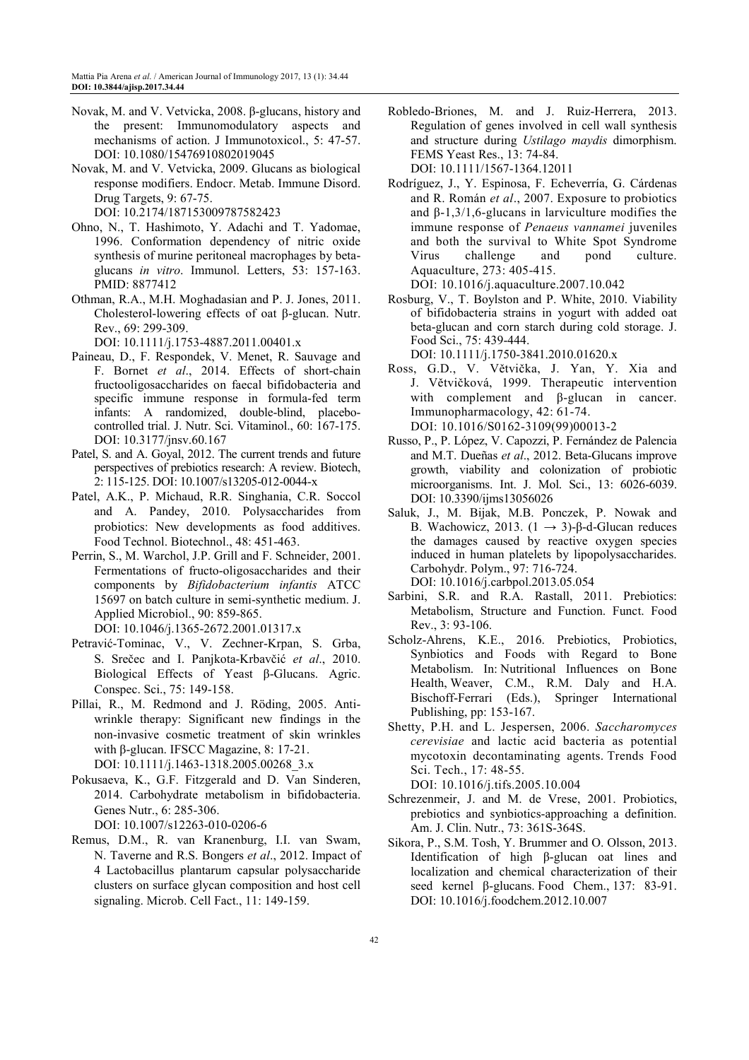Novak, M. and V. Vetvicka, 2008. β-glucans, history and the present: Immunomodulatory aspects and mechanisms of action. J Immunotoxicol., 5: 47-57. DOI: 10.1080/15476910802019045

Novak, M. and V. Vetvicka, 2009. Glucans as biological response modifiers. Endocr. Metab. Immune Disord. Drug Targets, 9: 67-75. DOI: 10.2174/187153009787582423

Ohno, N., T. Hashimoto, Y. Adachi and T. Yadomae, 1996. Conformation dependency of nitric oxide synthesis of murine peritoneal macrophages by beta-glucans *in vitro*. Immunol. Letters, 53: 157-163. PMID: 8877412

Othman, R.A., M.H. Moghadasian and P. J. Jones, 2011. Cholesterol-lowering effects of oat β-glucan. Nutr. Rev., 69: 299-309. DOI: 10.1111/j.1753-4887.2011.00401.x

Paineau, D., F. Respondek, V. Menet, R. Sauvage and F. Bornet *et al*., 2014. Effects of short-chain fructooligosaccharides on faecal bifidobacteria and specific immune response in formula-fed term infants: A randomized, double-blind, placebo-controlled trial. J. Nutr. Sci. Vitaminol., 60: 167-175. DOI: 10.3177/jnsv.60.167

Patel, S. and A. Goyal, 2012. The current trends and future perspectives of prebiotics research: A review. Biotech, 2: 115-125. DOI: 10.1007/s13205-012-0044-x

Patel, A.K., P. Michaud, R.R. Singhania, C.R. Soccol and A. Pandey, 2010. Polysaccharides from probiotics: New developments as food additives. Food Technol. Biotechnol., 48: 451-463.

Perrin, S., M. Warchol, J.P. Grill and F. Schneider, 2001. Fermentations of fructo-oligosaccharides and their components by *Bifidobacterium infantis* ATCC 15697 on batch culture in semi-synthetic medium. J. Applied Microbiol., 90: 859-865. DOI: 10.1046/j.1365-2672.2001.01317.x

Petravić-Tominac, V., V. Zechner-Krpan, S. Grba, S. Srečec and I. Panjkota-Krbavčić *et al*., 2010. Biological Effects of Yeast β-Glucans. Agric. Conspec. Sci., 75: 149-158.

Pillai, R., M. Redmond and J. Röding, 2005. Anti-wrinkle therapy: Significant new findings in the non-invasive cosmetic treatment of skin wrinkles with β-glucan. IFSCC Magazine, 8: 17-21. DOI: 10.1111/j.1463-1318.2005.00268_3.x

Pokusaeva, K., G.F. Fitzgerald and D. Van Sinderen, 2014. Carbohydrate metabolism in bifidobacteria. Genes Nutr., 6: 285-306. DOI: 10.1007/s12263-010-0206-6

Remus, D.M., R. van Kranenburg, I.I. van Swam, N. Taverne and R.S. Bongers *et al*., 2012. Impact of 4 Lactobacillus plantarum capsular polysaccharide clusters on surface glycan composition and host cell signaling. Microb. Cell Fact., 11: 149-159.

Robledo-Briones, M. and J. Ruiz-Herrera, 2013. Regulation of genes involved in cell wall synthesis and structure during *Ustilago maydis* dimorphism. FEMS Yeast Res., 13: 74-84. DOI: 10.1111/1567-1364.12011

Rodríguez, J., Y. Espinosa, F. Echeverría, G. Cárdenas and R. Román *et al*., 2007. Exposure to probiotics and β-1,3/1,6-glucans in larviculture modifies the immune response of *Penaeus vannamei* juveniles and both the survival to White Spot Syndrome Virus challenge and pond culture. Aquaculture, 273: 405-415. DOI: 10.1016/j.aquaculture.2007.10.042

Rosburg, V., T. Boylston and P. White, 2010. Viability of bifidobacteria strains in yogurt with added oat beta-glucan and corn starch during cold storage. J. Food Sci., 75: 439-444. DOI: 10.1111/j.1750-3841.2010.01620.x

Ross, G.D., V. Větvička, J. Yan, Y. Xia and J. Větvičková, 1999. Therapeutic intervention with complement and β-glucan in cancer. Immunopharmacology, 42: 61-74. DOI: 10.1016/S0162-3109(99)00013-2

Russo, P., P. López, V. Capozzi, P. Fernández de Palencia and M.T. Dueñas *et al*., 2012. Beta-Glucans improve growth, viability and colonization of probiotic microorganisms. Int. J. Mol. Sci., 13: 6026-6039. DOI: 10.3390/ijms13056026

Saluk, J., M. Bijak, M.B. Ponczek, P. Nowak and B. Wachowicz, 2013. $(1 \rightarrow 3)$-β-d-Glucan reduces the damages caused by reactive oxygen species induced in human platelets by lipopolysaccharides. Carbohydr. Polym., 97: 716-724. DOI: 10.1016/j.carbpol.2013.05.054

Sarbini, S.R. and R.A. Rastall, 2011. Prebiotics: Metabolism, Structure and Function. Funct. Food Rev., 3: 93-106.

Scholz-Ahrens, K.E., 2016. Prebiotics, Probiotics, Synbiotics and Foods with Regard to Bone Metabolism. In: Nutritional Influences on Bone Health, Weaver, C.M., R.M. Daly and H.A. Bischoff-Ferrari (Eds.), Springer International Publishing, pp: 153-167.

Shetty, P.H. and L. Jespersen, 2006. *Saccharomyces cerevisiae* and lactic acid bacteria as potential mycotoxin decontaminating agents. Trends Food Sci. Tech., 17: 48-55. DOI: 10.1016/j.tifs.2005.10.004

Schrezenmeir, J. and M. de Vrese, 2001. Probiotics, prebiotics and synbiotics-approaching a definition. Am. J. Clin. Nutr., 73: 361S-364S.

Sikora, P., S.M. Tosh, Y. Brummer and O. Olsson, 2013. Identification of high β-glucan oat lines and localization and chemical characterization of their seed kernel β-glucans. Food Chem., 137: 83-91. DOI: 10.1016/j.foodchem.2012.10.007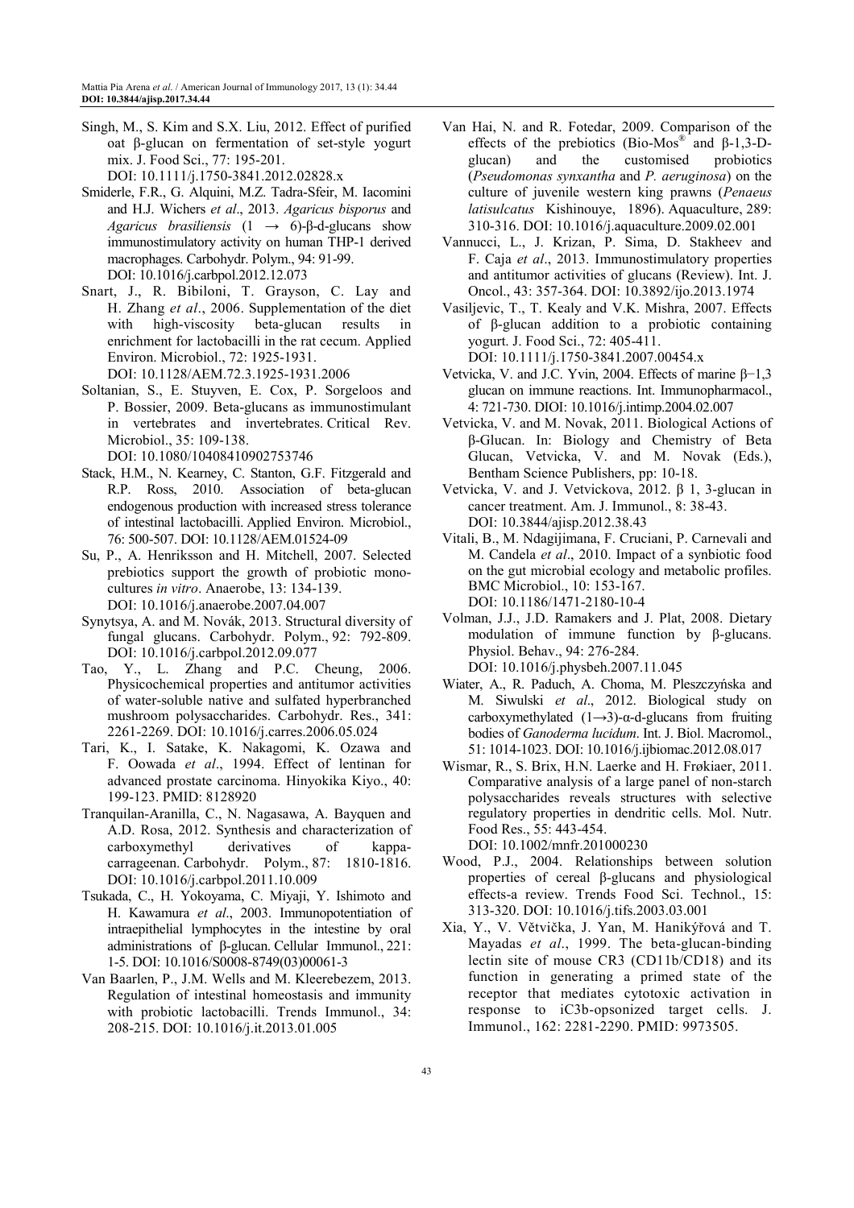Singh, M., S. Kim and S.X. Liu, 2012. Effect of purified oat β-glucan on fermentation of set-style yogurt mix. J. Food Sci., 77: 195-201. DOI: 10.1111/j.1750-3841.2012.02828.x

Smiderle, F.R., G. Alquini, M.Z. Tadra-Sfeir, M. Iacomini and H.J. Wichers *et al*., 2013. *Agaricus bisporus* and *Agaricus brasiliensis* (1 → 6)-β-d-glucans show immunostimulatory activity on human THP-1 derived macrophages. Carbohydr. Polym., 94: 91-99. DOI: 10.1016/j.carbpol.2012.12.073

Snart, J., R. Bibiloni, T. Grayson, C. Lay and H. Zhang *et al*., 2006. Supplementation of the diet with high-viscosity beta-glucan results in enrichment for lactobacilli in the rat cecum. Applied Environ. Microbiol., 72: 1925-1931. DOI: 10.1128/AEM.72.3.1925-1931.2006

Soltanian, S., E. Stuyven, E. Cox, P. Sorgeloos and P. Bossier, 2009. Beta-glucans as immunostimulant in vertebrates and invertebrates. Critical Rev. Microbiol., 35: 109-138. DOI: 10.1080/10408410902753746

Stack, H.M., N. Kearney, C. Stanton, G.F. Fitzgerald and R.P. Ross, 2010. Association of beta-glucan endogenous production with increased stress tolerance of intestinal lactobacilli. Applied Environ. Microbiol., 76: 500-507. DOI: 10.1128/AEM.01524-09

Su, P., A. Henriksson and H. Mitchell, 2007. Selected prebiotics support the growth of probiotic mono-cultures *in vitro*. Anaerobe, 13: 134-139. DOI: 10.1016/j.anaerobe.2007.04.007

Synytsya, A. and M. Novák, 2013. Structural diversity of fungal glucans. Carbohydr. Polym., 92: 792-809. DOI: 10.1016/j.carbpol.2012.09.077

Tao, Y., L. Zhang and P.C. Cheung, 2006. Physicochemical properties and antitumor activities of water-soluble native and sulfated hyperbranched mushroom polysaccharides. Carbohydr. Res., 341: 2261-2269. DOI: 10.1016/j.carres.2006.05.024

Tari, K., I. Satake, K. Nakagomi, K. Ozawa and F. Oowada *et al*., 1994. Effect of lentinan for advanced prostate carcinoma. Hinyokika Kiyo., 40: 199-123. PMID: 8128920

Tranquilan-Aranilla, C., N. Nagasawa, A. Bayquen and A.D. Rosa, 2012. Synthesis and characterization of carboxymethyl derivatives of kappa-carrageenan. Carbohydr. Polym., 87: 1810-1816. DOI: 10.1016/j.carbpol.2011.10.009

Tsukada, C., H. Yokoyama, C. Miyaji, Y. Ishimoto and H. Kawamura *et al*., 2003. Immunopotentiation of intraepithelial lymphocytes in the intestine by oral administrations of β-glucan. Cellular Immunol., 221: 1-5. DOI: 10.1016/S0008-8749(03)00061-3

Van Baarlen, P., J.M. Wells and M. Kleerebezem, 2013. Regulation of intestinal homeostasis and immunity with probiotic lactobacilli. Trends Immunol., 34: 208-215. DOI: 10.1016/j.it.2013.01.005

Van Hai, N. and R. Fotedar, 2009. Comparison of the effects of the prebiotics (Bio-Mos® and β-1,3-D-glucan) and the customised probiotics (*Pseudomonas synxantha* and *P. aeruginosa*) on the culture of juvenile western king prawns (*Penaeus latisulcatus* Kishinouye, 1896). Aquaculture, 289: 310-316. DOI: 10.1016/j.aquaculture.2009.02.001

Vannucci, L., J. Krizan, P. Sima, D. Stakheev and F. Caja *et al*., 2013. Immunostimulatory properties and antitumor activities of glucans (Review). Int. J. Oncol., 43: 357-364. DOI: 10.3892/ijo.2013.1974

Vasiljevic, T., T. Kealy and V.K. Mishra, 2007. Effects of β-glucan addition to a probiotic containing yogurt. J. Food Sci., 72: 405-411. DOI: 10.1111/j.1750-3841.2007.00454.x

Vetvicka, V. and J.C. Yvin, 2004. Effects of marine β−1,3 glucan on immune reactions. Int. Immunopharmacol., 4: 721-730. DIOI: 10.1016/j.intimp.2004.02.007

Vetvicka, V. and M. Novak, 2011. Biological Actions of β-Glucan. In: Biology and Chemistry of Beta Glucan, Vetvicka, V. and M. Novak (Eds.), Bentham Science Publishers, pp: 10-18.

Vetvicka, V. and J. Vetvickova, 2012. β 1, 3-glucan in cancer treatment. Am. J. Immunol., 8: 38-43. DOI: 10.3844/ajisp.2012.38.43

Vitali, B., M. Ndagijimana, F. Cruciani, P. Carnevali and M. Candela *et al*., 2010. Impact of a synbiotic food on the gut microbial ecology and metabolic profiles. BMC Microbiol., 10: 153-167. DOI: 10.1186/1471-2180-10-4

Volman, J.J., J.D. Ramakers and J. Plat, 2008. Dietary modulation of immune function by β-glucans. Physiol. Behav., 94: 276-284. DOI: 10.1016/j.physbeh.2007.11.045

Wiater, A., R. Paduch, A. Choma, M. Pleszczyńska and M. Siwulski *et al*., 2012. Biological study on carboxymethylated (1→3)-α-d-glucans from fruiting bodies of *Ganoderma lucidum*. Int. J. Biol. Macromol., 51: 1014-1023. DOI: 10.1016/j.ijbiomac.2012.08.017

Wismar, R., S. Brix, H.N. Laerke and H. Frøkiaer, 2011. Comparative analysis of a large panel of non-starch polysaccharides reveals structures with selective regulatory properties in dendritic cells. Mol. Nutr. Food Res., 55: 443-454. DOI: 10.1002/mnfr.201000230

Wood, P.J., 2004. Relationships between solution properties of cereal β-glucans and physiological effects-a review. Trends Food Sci. Technol., 15: 313-320. DOI: 10.1016/j.tifs.2003.03.001

Xia, Y., V. Větvička, J. Yan, M. Hanikýřová and T. Mayadas *et al*., 1999. The beta-glucan-binding lectin site of mouse CR3 (CD11b/CD18) and its function in generating a primed state of the receptor that mediates cytotoxic activation in response to iC3b-opsonized target cells. J. Immunol., 162: 2281-2290. PMID: 9973505.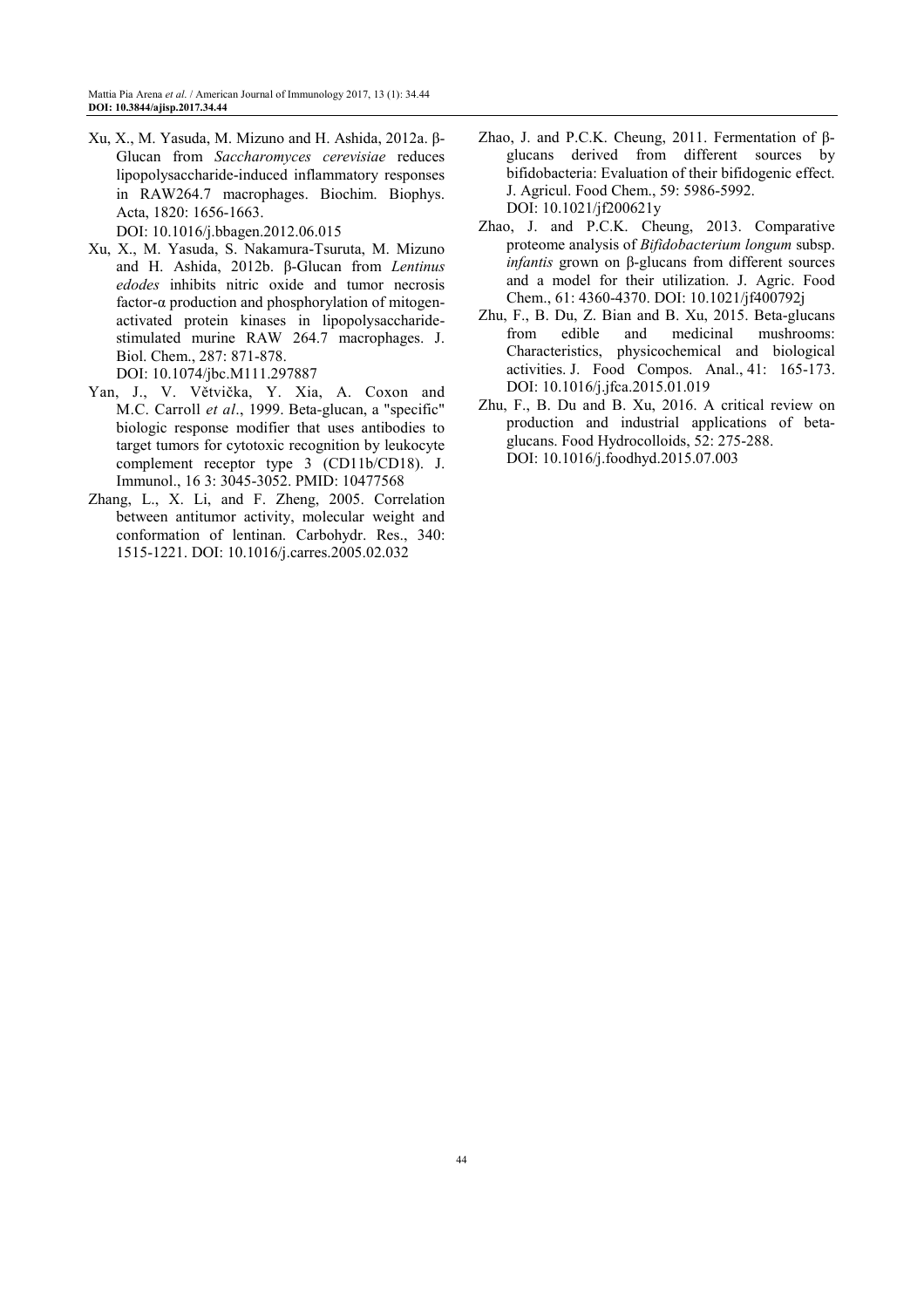Xu, X., M. Yasuda, M. Mizuno and H. Ashida, 2012a. β-Glucan from *Saccharomyces cerevisiae* reduces lipopolysaccharide-induced inflammatory responses in RAW264.7 macrophages. Biochim. Biophys. Acta, 1820: 1656-1663. DOI: 10.1016/j.bbagen.2012.06.015

Xu, X., M. Yasuda, S. Nakamura-Tsuruta, M. Mizuno and H. Ashida, 2012b. β-Glucan from *Lentinus edodes* inhibits nitric oxide and tumor necrosis factor-α production and phosphorylation of mitogen-activated protein kinases in lipopolysaccharide-stimulated murine RAW 264.7 macrophages. J. Biol. Chem., 287: 871-878. DOI: 10.1074/jbc.M111.297887

Yan, J., V. Větvička, Y. Xia, A. Coxon and M.C. Carroll *et al*., 1999. Beta-glucan, a "specific" biologic response modifier that uses antibodies to target tumors for cytotoxic recognition by leukocyte complement receptor type 3 (CD11b/CD18). J. Immunol., 16 3: 3045-3052. PMID: 10477568

Zhang, L., X. Li, and F. Zheng, 2005. Correlation between antitumor activity, molecular weight and conformation of lentinan. Carbohydr. Res., 340: 1515-1221. DOI: 10.1016/j.carres.2005.02.032

Zhao, J. and P.C.K. Cheung, 2011. Fermentation of β-glucans derived from different sources by bifidobacteria: Evaluation of their bifidogenic effect. J. Agricul. Food Chem., 59: 5986-5992. DOI: 10.1021/jf200621y

Zhao, J. and P.C.K. Cheung, 2013. Comparative proteome analysis of *Bifidobacterium longum* subsp. *infantis* grown on β-glucans from different sources and a model for their utilization. J. Agric. Food Chem., 61: 4360-4370. DOI: 10.1021/jf400792j

Zhu, F., B. Du, Z. Bian and B. Xu, 2015. Beta-glucans from edible and medicinal mushrooms: Characteristics, physicochemical and biological activities. J. Food Compos. Anal., 41: 165-173. DOI: 10.1016/j.jfca.2015.01.019

Zhu, F., B. Du and B. Xu, 2016. A critical review on production and industrial applications of beta-glucans. Food Hydrocolloids, 52: 275-288. DOI: 10.1016/j.foodhyd.2015.07.003